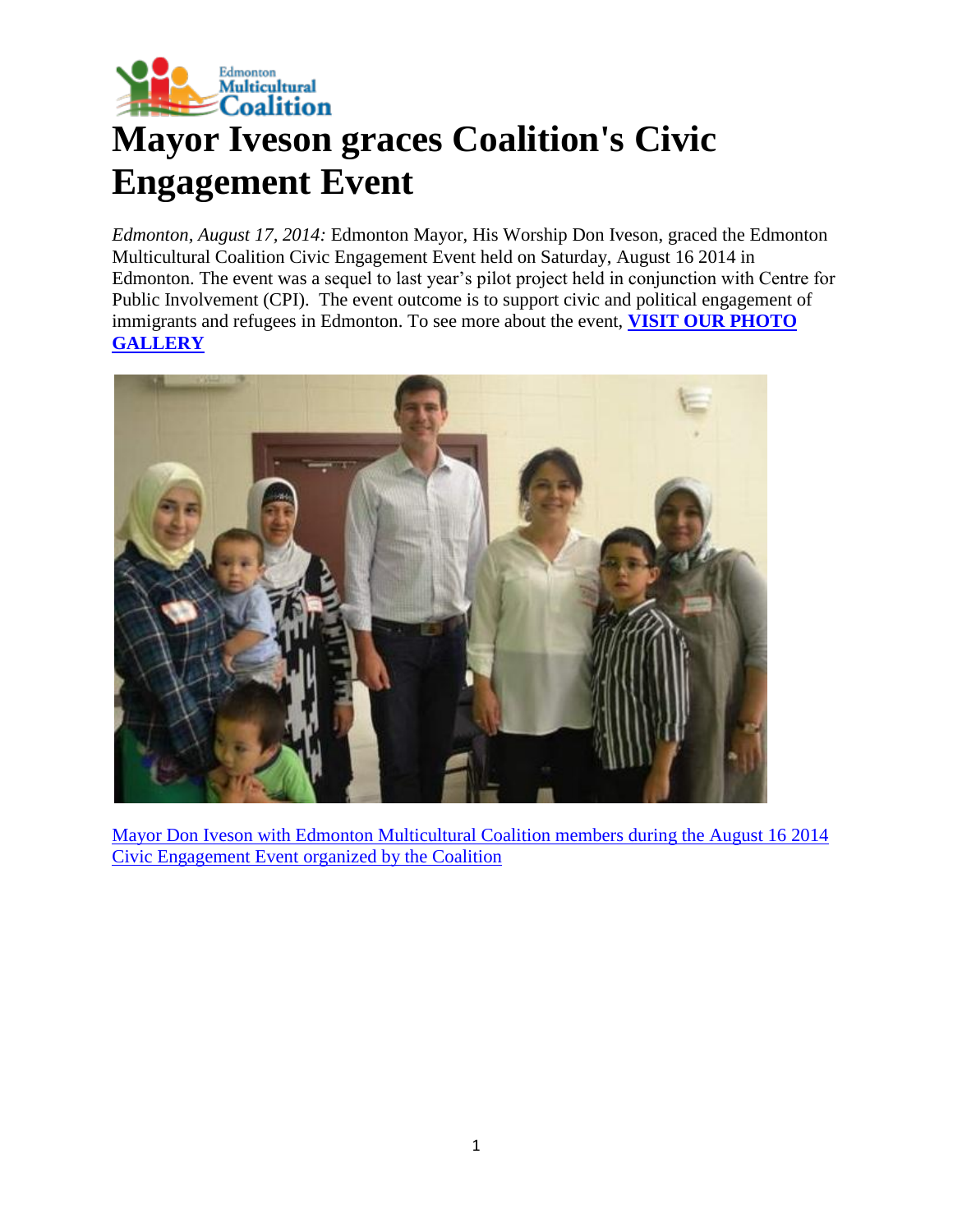# Mayor Iveson graces Coalition's Civic Engagement Event

*Edmonton, August 17, 2014:* Edmonton Mayor, His Worship Don Iveson, graced the Edmonton Multicultural Coalition Civic Engagement Event held on Saturday, August 16 2014 in Edmonton. The event was a sequel to last year's pilot project held in conjunction with Centre for Public Involvement (CPI). The event outcome is to support civic and political engagement of immigrants and refugees in Edmonton. To see more about the event, **VISIT OUR PHOTO GALLERY**

Mayor Don Iveson with Edmonton Multicultural Coalition members during the August 16 2014 Civic Engagement Event organized by the Coalition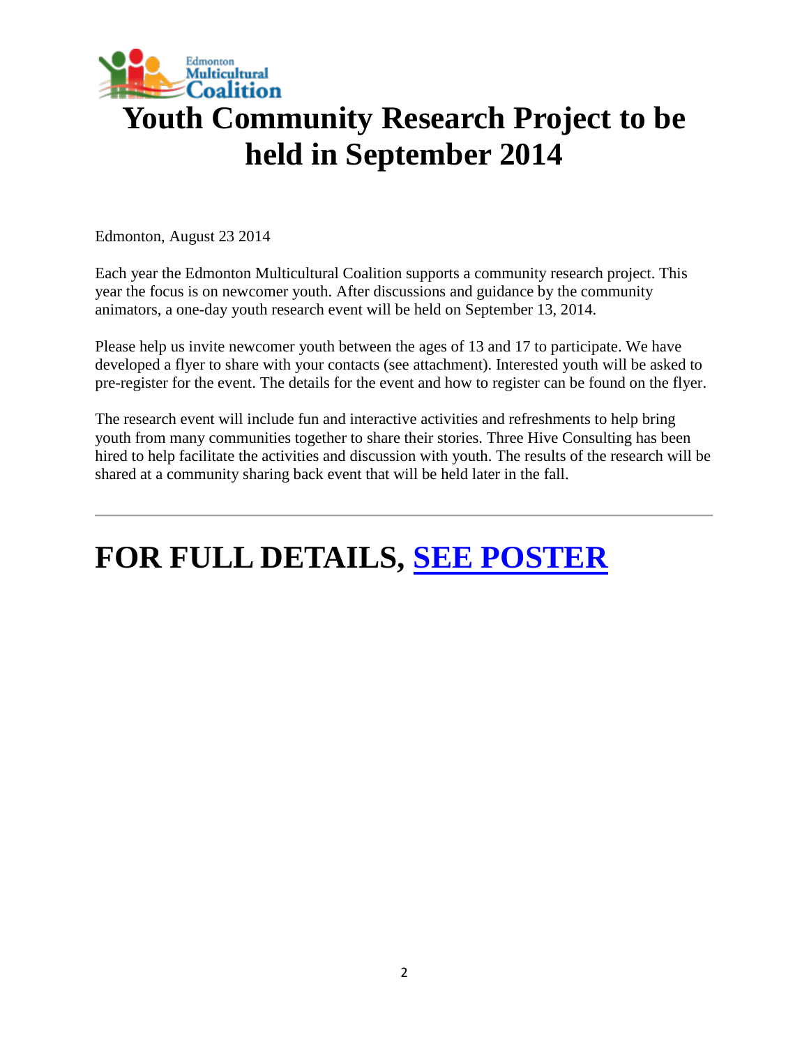# Youth Community Research Project to be held in September 2014

Edmonton, August 23 2014

Each year the Edmonton Multicultural Coalition supports a community research project. This year the focus is on newcomer youth. After discussions and guidance by the community animators, a one-day youth research event will be held on September 13, 2014.

Please help us invite newcomer youth between the ages of 13 and 17 to participate. We have developed a flyer to share with your contacts (see attachment). Interested youth will be asked to pre-register for the event. The details for the event and how to register can be found on the flyer.

The research event will include fun and interactive activities and refreshments to help bring youth from many communities together to share their stories. Three Hive Consulting has been hired to help facilitate the activities and discussion with youth. The results of the research will be shared at a community sharing back event that will be held later in the fall.

---

# FOR FULL DETAILS, SEE POSTER